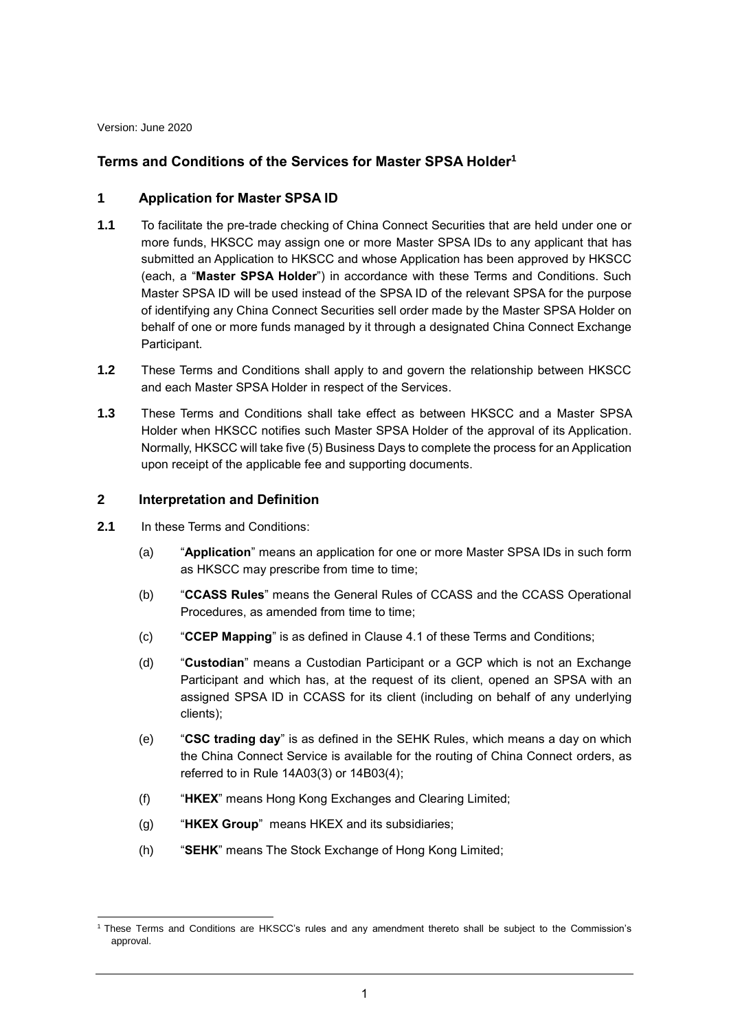Version: June 2020

# Terms and Conditions of the Services for Master SPSA Holder[1]

## 1 Application for Master SPSA ID

**1.1** To facilitate the pre-trade checking of China Connect Securities that are held under one or more funds, HKSCC may assign one or more Master SPSA IDs to any applicant that has submitted an Application to HKSCC and whose Application has been approved by HKSCC (each, a "**Master SPSA Holder**") in accordance with these Terms and Conditions. Such Master SPSA ID will be used instead of the SPSA ID of the relevant SPSA for the purpose of identifying any China Connect Securities sell order made by the Master SPSA Holder on behalf of one or more funds managed by it through a designated China Connect Exchange Participant.

**1.2** These Terms and Conditions shall apply to and govern the relationship between HKSCC and each Master SPSA Holder in respect of the Services.

**1.3** These Terms and Conditions shall take effect as between HKSCC and a Master SPSA Holder when HKSCC notifies such Master SPSA Holder of the approval of its Application. Normally, HKSCC will take five (5) Business Days to complete the process for an Application upon receipt of the applicable fee and supporting documents.

## 2 Interpretation and Definition

**2.1** In these Terms and Conditions:

(a) "**Application**" means an application for one or more Master SPSA IDs in such form as HKSCC may prescribe from time to time;

(b) "**CCASS Rules**" means the General Rules of CCASS and the CCASS Operational Procedures, as amended from time to time;

(c) "**CCEP Mapping**" is as defined in Clause 4.1 of these Terms and Conditions;

(d) "**Custodian**" means a Custodian Participant or a GCP which is not an Exchange Participant and which has, at the request of its client, opened an SPSA with an assigned SPSA ID in CCASS for its client (including on behalf of any underlying clients);

(e) "**CSC trading day**" is as defined in the SEHK Rules, which means a day on which the China Connect Service is available for the routing of China Connect orders, as referred to in Rule 14A03(3) or 14B03(4);

(f) "**HKEX**" means Hong Kong Exchanges and Clearing Limited;

(g) "**HKEX Group**" means HKEX and its subsidiaries;

(h) "**SEHK**" means The Stock Exchange of Hong Kong Limited;

[1] These Terms and Conditions are HKSCC's rules and any amendment thereto shall be subject to the Commission's approval.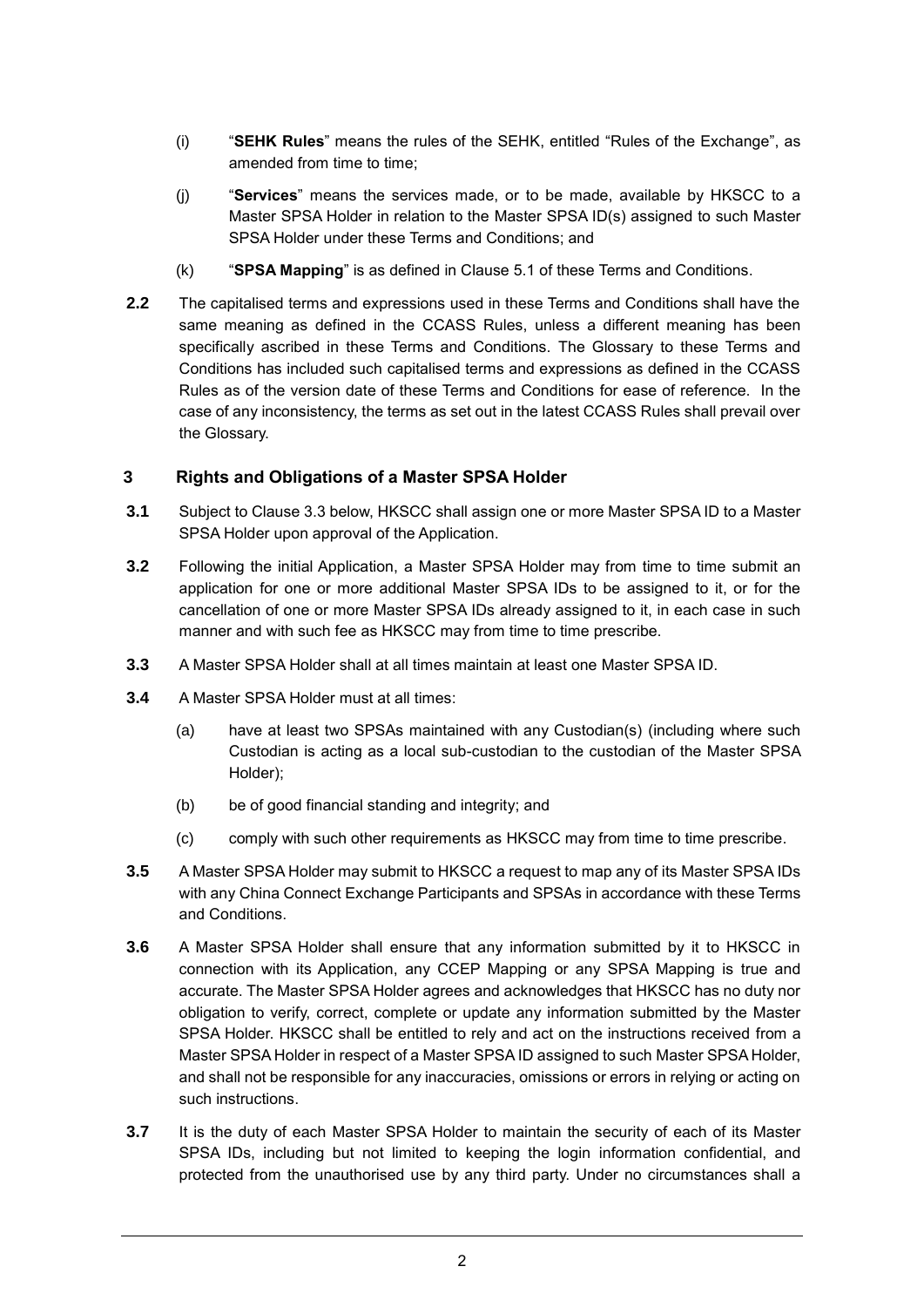(i) "**SEHK Rules**" means the rules of the SEHK, entitled "Rules of the Exchange", as amended from time to time;

(j) "**Services**" means the services made, or to be made, available by HKSCC to a Master SPSA Holder in relation to the Master SPSA ID(s) assigned to such Master SPSA Holder under these Terms and Conditions; and

(k) "**SPSA Mapping**" is as defined in Clause 5.1 of these Terms and Conditions.

**2.2** The capitalised terms and expressions used in these Terms and Conditions shall have the same meaning as defined in the CCASS Rules, unless a different meaning has been specifically ascribed in these Terms and Conditions. The Glossary to these Terms and Conditions has included such capitalised terms and expressions as defined in the CCASS Rules as of the version date of these Terms and Conditions for ease of reference. In the case of any inconsistency, the terms as set out in the latest CCASS Rules shall prevail over the Glossary.

## 3 Rights and Obligations of a Master SPSA Holder

**3.1** Subject to Clause 3.3 below, HKSCC shall assign one or more Master SPSA ID to a Master SPSA Holder upon approval of the Application.

**3.2** Following the initial Application, a Master SPSA Holder may from time to time submit an application for one or more additional Master SPSA IDs to be assigned to it, or for the cancellation of one or more Master SPSA IDs already assigned to it, in each case in such manner and with such fee as HKSCC may from time to time prescribe.

**3.3** A Master SPSA Holder shall at all times maintain at least one Master SPSA ID.

**3.4** A Master SPSA Holder must at all times:

(a) have at least two SPSAs maintained with any Custodian(s) (including where such Custodian is acting as a local sub-custodian to the custodian of the Master SPSA Holder);

(b) be of good financial standing and integrity; and

(c) comply with such other requirements as HKSCC may from time to time prescribe.

**3.5** A Master SPSA Holder may submit to HKSCC a request to map any of its Master SPSA IDs with any China Connect Exchange Participants and SPSAs in accordance with these Terms and Conditions.

**3.6** A Master SPSA Holder shall ensure that any information submitted by it to HKSCC in connection with its Application, any CCEP Mapping or any SPSA Mapping is true and accurate. The Master SPSA Holder agrees and acknowledges that HKSCC has no duty nor obligation to verify, correct, complete or update any information submitted by the Master SPSA Holder. HKSCC shall be entitled to rely and act on the instructions received from a Master SPSA Holder in respect of a Master SPSA ID assigned to such Master SPSA Holder, and shall not be responsible for any inaccuracies, omissions or errors in relying or acting on such instructions.

**3.7** It is the duty of each Master SPSA Holder to maintain the security of each of its Master SPSA IDs, including but not limited to keeping the login information confidential, and protected from the unauthorised use by any third party. Under no circumstances shall a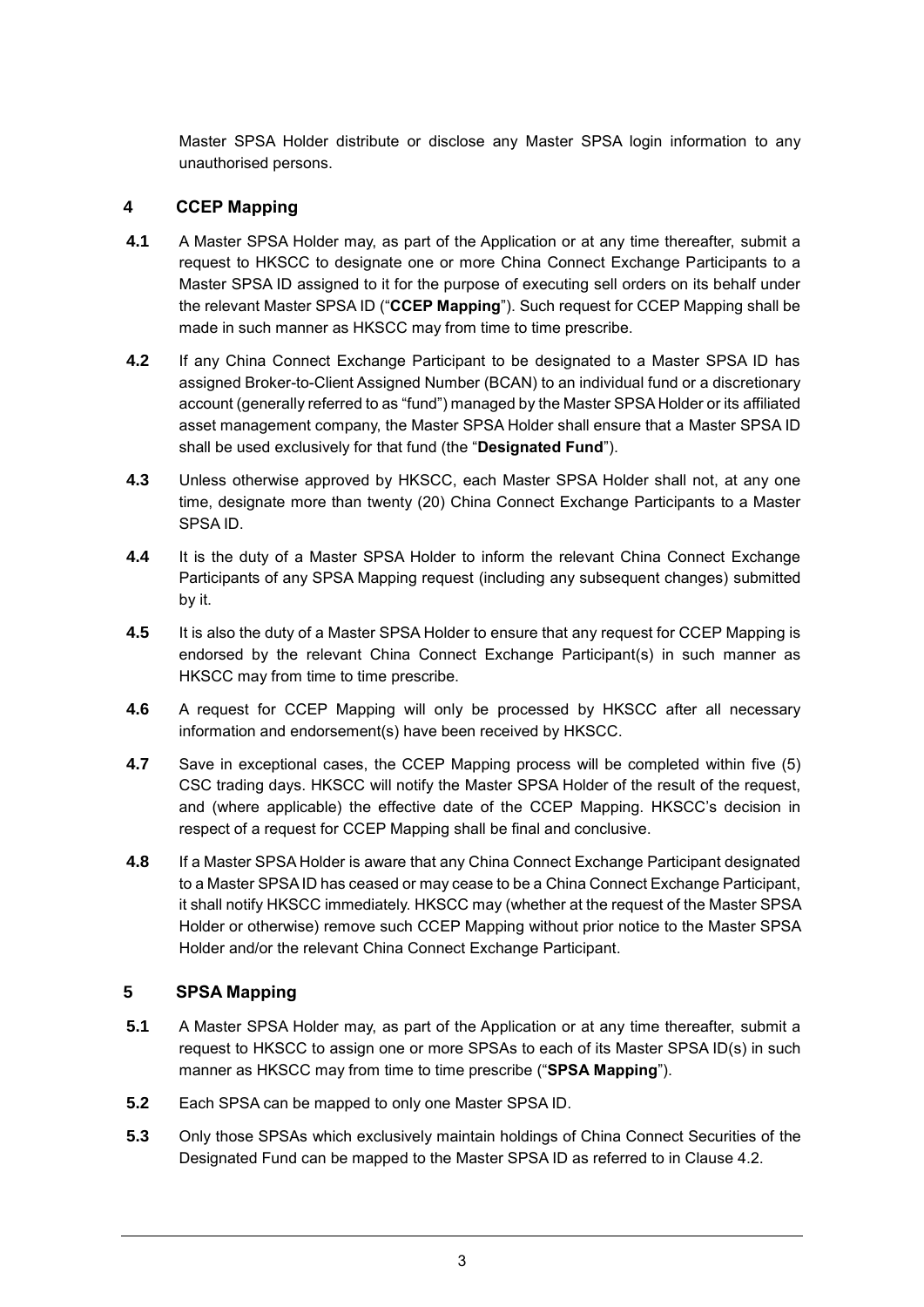Master SPSA Holder distribute or disclose any Master SPSA login information to any unauthorised persons.

## 4 CCEP Mapping

**4.1** A Master SPSA Holder may, as part of the Application or at any time thereafter, submit a request to HKSCC to designate one or more China Connect Exchange Participants to a Master SPSA ID assigned to it for the purpose of executing sell orders on its behalf under the relevant Master SPSA ID ("**CCEP Mapping**"). Such request for CCEP Mapping shall be made in such manner as HKSCC may from time to time prescribe.

**4.2** If any China Connect Exchange Participant to be designated to a Master SPSA ID has assigned Broker-to-Client Assigned Number (BCAN) to an individual fund or a discretionary account (generally referred to as "fund") managed by the Master SPSA Holder or its affiliated asset management company, the Master SPSA Holder shall ensure that a Master SPSA ID shall be used exclusively for that fund (the "**Designated Fund**").

**4.3** Unless otherwise approved by HKSCC, each Master SPSA Holder shall not, at any one time, designate more than twenty (20) China Connect Exchange Participants to a Master SPSA ID.

**4.4** It is the duty of a Master SPSA Holder to inform the relevant China Connect Exchange Participants of any SPSA Mapping request (including any subsequent changes) submitted by it.

**4.5** It is also the duty of a Master SPSA Holder to ensure that any request for CCEP Mapping is endorsed by the relevant China Connect Exchange Participant(s) in such manner as HKSCC may from time to time prescribe.

**4.6** A request for CCEP Mapping will only be processed by HKSCC after all necessary information and endorsement(s) have been received by HKSCC.

**4.7** Save in exceptional cases, the CCEP Mapping process will be completed within five (5) CSC trading days. HKSCC will notify the Master SPSA Holder of the result of the request, and (where applicable) the effective date of the CCEP Mapping. HKSCC's decision in respect of a request for CCEP Mapping shall be final and conclusive.

**4.8** If a Master SPSA Holder is aware that any China Connect Exchange Participant designated to a Master SPSA ID has ceased or may cease to be a China Connect Exchange Participant, it shall notify HKSCC immediately. HKSCC may (whether at the request of the Master SPSA Holder or otherwise) remove such CCEP Mapping without prior notice to the Master SPSA Holder and/or the relevant China Connect Exchange Participant.

## 5 SPSA Mapping

**5.1** A Master SPSA Holder may, as part of the Application or at any time thereafter, submit a request to HKSCC to assign one or more SPSAs to each of its Master SPSA ID(s) in such manner as HKSCC may from time to time prescribe ("**SPSA Mapping**").

**5.2** Each SPSA can be mapped to only one Master SPSA ID.

**5.3** Only those SPSAs which exclusively maintain holdings of China Connect Securities of the Designated Fund can be mapped to the Master SPSA ID as referred to in Clause 4.2.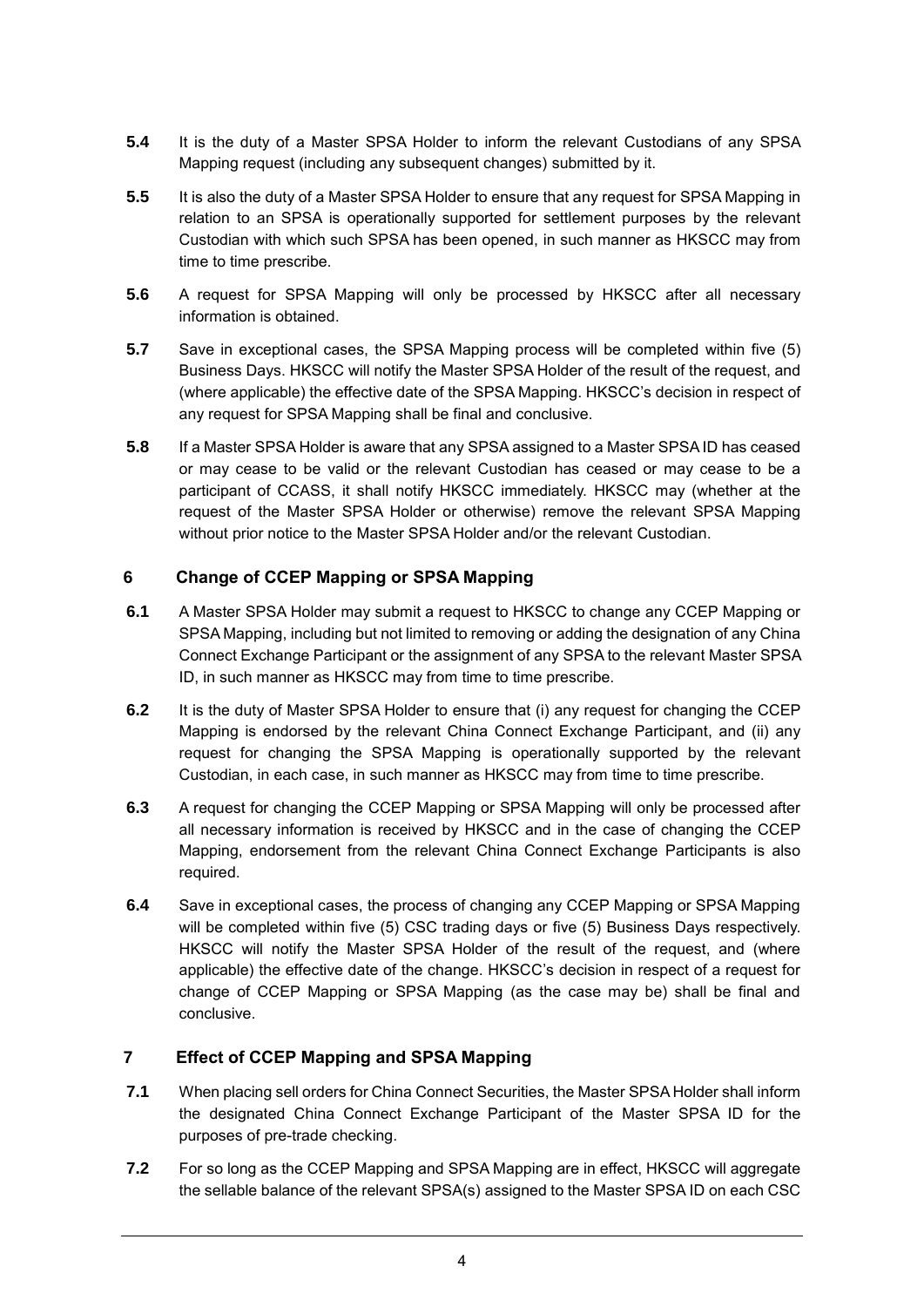**5.4** It is the duty of a Master SPSA Holder to inform the relevant Custodians of any SPSA Mapping request (including any subsequent changes) submitted by it.

**5.5** It is also the duty of a Master SPSA Holder to ensure that any request for SPSA Mapping in relation to an SPSA is operationally supported for settlement purposes by the relevant Custodian with which such SPSA has been opened, in such manner as HKSCC may from time to time prescribe.

**5.6** A request for SPSA Mapping will only be processed by HKSCC after all necessary information is obtained.

**5.7** Save in exceptional cases, the SPSA Mapping process will be completed within five (5) Business Days. HKSCC will notify the Master SPSA Holder of the result of the request, and (where applicable) the effective date of the SPSA Mapping. HKSCC's decision in respect of any request for SPSA Mapping shall be final and conclusive.

**5.8** If a Master SPSA Holder is aware that any SPSA assigned to a Master SPSA ID has ceased or may cease to be valid or the relevant Custodian has ceased or may cease to be a participant of CCASS, it shall notify HKSCC immediately. HKSCC may (whether at the request of the Master SPSA Holder or otherwise) remove the relevant SPSA Mapping without prior notice to the Master SPSA Holder and/or the relevant Custodian.

## 6 Change of CCEP Mapping or SPSA Mapping

**6.1** A Master SPSA Holder may submit a request to HKSCC to change any CCEP Mapping or SPSA Mapping, including but not limited to removing or adding the designation of any China Connect Exchange Participant or the assignment of any SPSA to the relevant Master SPSA ID, in such manner as HKSCC may from time to time prescribe.

**6.2** It is the duty of Master SPSA Holder to ensure that (i) any request for changing the CCEP Mapping is endorsed by the relevant China Connect Exchange Participant, and (ii) any request for changing the SPSA Mapping is operationally supported by the relevant Custodian, in each case, in such manner as HKSCC may from time to time prescribe.

**6.3** A request for changing the CCEP Mapping or SPSA Mapping will only be processed after all necessary information is received by HKSCC and in the case of changing the CCEP Mapping, endorsement from the relevant China Connect Exchange Participants is also required.

**6.4** Save in exceptional cases, the process of changing any CCEP Mapping or SPSA Mapping will be completed within five (5) CSC trading days or five (5) Business Days respectively. HKSCC will notify the Master SPSA Holder of the result of the request, and (where applicable) the effective date of the change. HKSCC's decision in respect of a request for change of CCEP Mapping or SPSA Mapping (as the case may be) shall be final and conclusive.

## 7 Effect of CCEP Mapping and SPSA Mapping

**7.1** When placing sell orders for China Connect Securities, the Master SPSA Holder shall inform the designated China Connect Exchange Participant of the Master SPSA ID for the purposes of pre-trade checking.

**7.2** For so long as the CCEP Mapping and SPSA Mapping are in effect, HKSCC will aggregate the sellable balance of the relevant SPSA(s) assigned to the Master SPSA ID on each CSC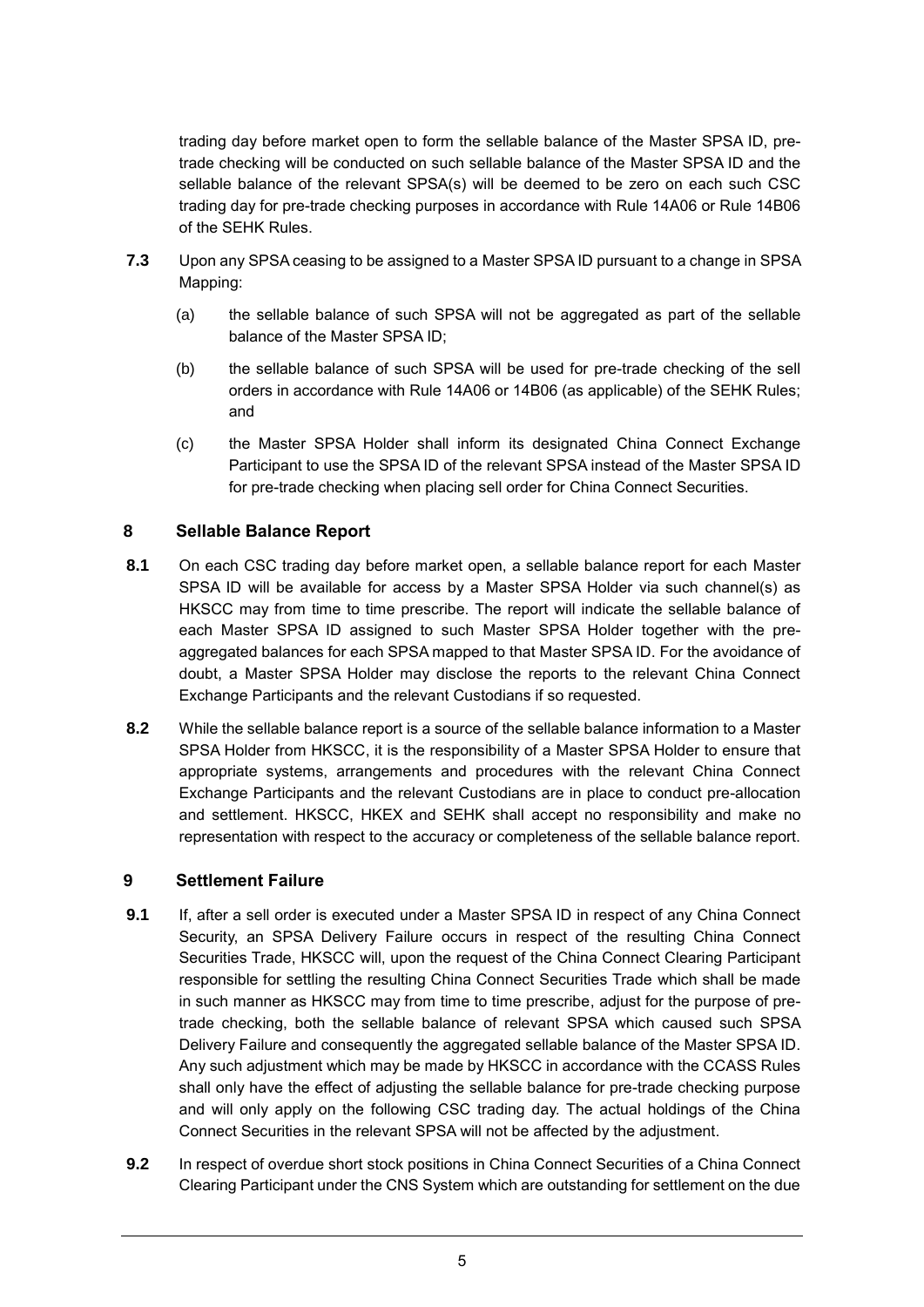trading day before market open to form the sellable balance of the Master SPSA ID, pre-trade checking will be conducted on such sellable balance of the Master SPSA ID and the sellable balance of the relevant SPSA(s) will be deemed to be zero on each such CSC trading day for pre-trade checking purposes in accordance with Rule 14A06 or Rule 14B06 of the SEHK Rules.

**7.3** Upon any SPSA ceasing to be assigned to a Master SPSA ID pursuant to a change in SPSA Mapping:

(a) the sellable balance of such SPSA will not be aggregated as part of the sellable balance of the Master SPSA ID;

(b) the sellable balance of such SPSA will be used for pre-trade checking of the sell orders in accordance with Rule 14A06 or 14B06 (as applicable) of the SEHK Rules; and

(c) the Master SPSA Holder shall inform its designated China Connect Exchange Participant to use the SPSA ID of the relevant SPSA instead of the Master SPSA ID for pre-trade checking when placing sell order for China Connect Securities.

## 8 Sellable Balance Report

**8.1** On each CSC trading day before market open, a sellable balance report for each Master SPSA ID will be available for access by a Master SPSA Holder via such channel(s) as HKSCC may from time to time prescribe. The report will indicate the sellable balance of each Master SPSA ID assigned to such Master SPSA Holder together with the pre-aggregated balances for each SPSA mapped to that Master SPSA ID. For the avoidance of doubt, a Master SPSA Holder may disclose the reports to the relevant China Connect Exchange Participants and the relevant Custodians if so requested.

**8.2** While the sellable balance report is a source of the sellable balance information to a Master SPSA Holder from HKSCC, it is the responsibility of a Master SPSA Holder to ensure that appropriate systems, arrangements and procedures with the relevant China Connect Exchange Participants and the relevant Custodians are in place to conduct pre-allocation and settlement. HKSCC, HKEX and SEHK shall accept no responsibility and make no representation with respect to the accuracy or completeness of the sellable balance report.

## 9 Settlement Failure

**9.1** If, after a sell order is executed under a Master SPSA ID in respect of any China Connect Security, an SPSA Delivery Failure occurs in respect of the resulting China Connect Securities Trade, HKSCC will, upon the request of the China Connect Clearing Participant responsible for settling the resulting China Connect Securities Trade which shall be made in such manner as HKSCC may from time to time prescribe, adjust for the purpose of pre-trade checking, both the sellable balance of relevant SPSA which caused such SPSA Delivery Failure and consequently the aggregated sellable balance of the Master SPSA ID. Any such adjustment which may be made by HKSCC in accordance with the CCASS Rules shall only have the effect of adjusting the sellable balance for pre-trade checking purpose and will only apply on the following CSC trading day. The actual holdings of the China Connect Securities in the relevant SPSA will not be affected by the adjustment.

**9.2** In respect of overdue short stock positions in China Connect Securities of a China Connect Clearing Participant under the CNS System which are outstanding for settlement on the due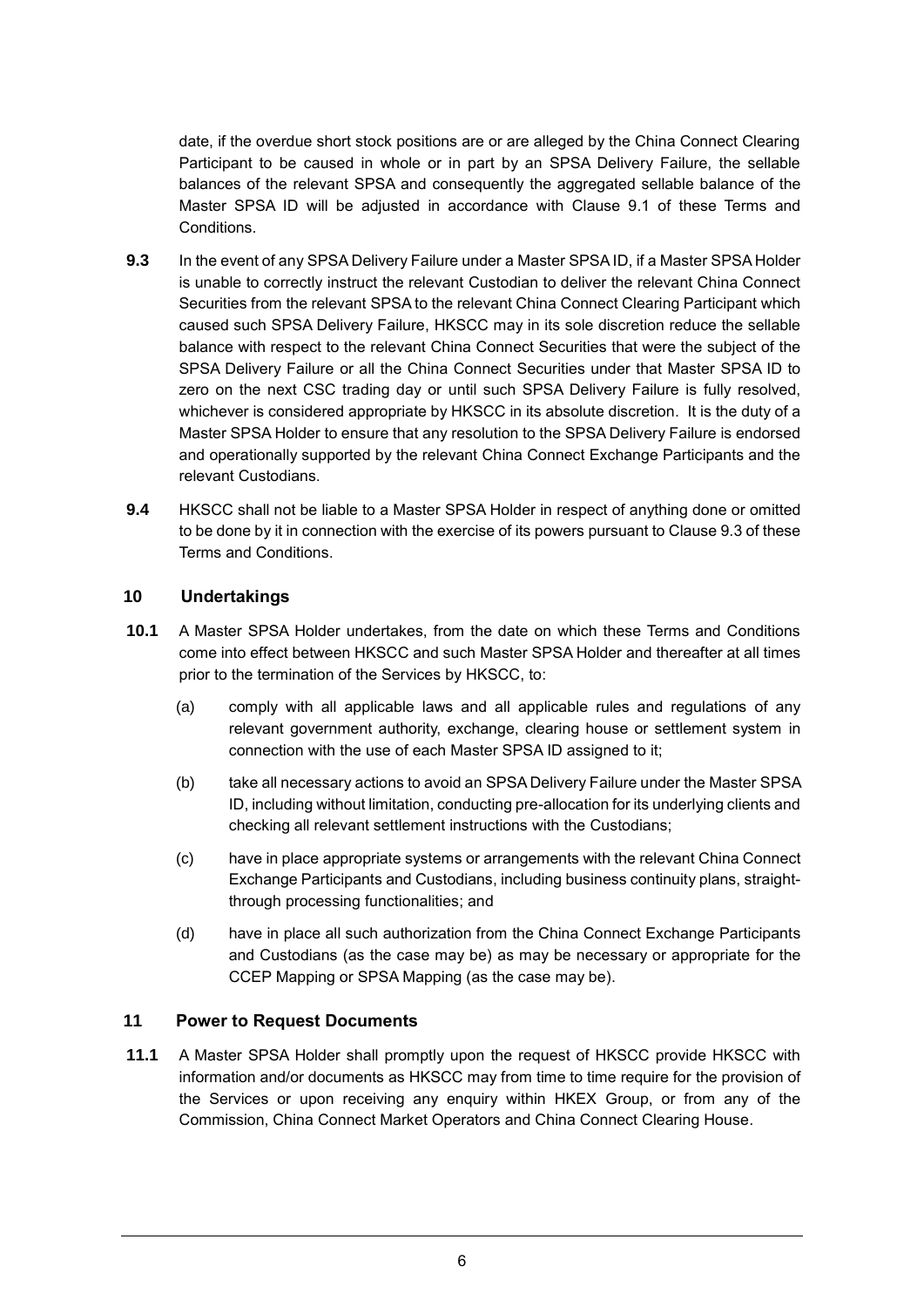date, if the overdue short stock positions are or are alleged by the China Connect Clearing Participant to be caused in whole or in part by an SPSA Delivery Failure, the sellable balances of the relevant SPSA and consequently the aggregated sellable balance of the Master SPSA ID will be adjusted in accordance with Clause 9.1 of these Terms and Conditions.

**9.3** In the event of any SPSA Delivery Failure under a Master SPSA ID, if a Master SPSA Holder is unable to correctly instruct the relevant Custodian to deliver the relevant China Connect Securities from the relevant SPSA to the relevant China Connect Clearing Participant which caused such SPSA Delivery Failure, HKSCC may in its sole discretion reduce the sellable balance with respect to the relevant China Connect Securities that were the subject of the SPSA Delivery Failure or all the China Connect Securities under that Master SPSA ID to zero on the next CSC trading day or until such SPSA Delivery Failure is fully resolved, whichever is considered appropriate by HKSCC in its absolute discretion. It is the duty of a Master SPSA Holder to ensure that any resolution to the SPSA Delivery Failure is endorsed and operationally supported by the relevant China Connect Exchange Participants and the relevant Custodians.

**9.4** HKSCC shall not be liable to a Master SPSA Holder in respect of anything done or omitted to be done by it in connection with the exercise of its powers pursuant to Clause 9.3 of these Terms and Conditions.

## 10 Undertakings

**10.1** A Master SPSA Holder undertakes, from the date on which these Terms and Conditions come into effect between HKSCC and such Master SPSA Holder and thereafter at all times prior to the termination of the Services by HKSCC, to:

(a) comply with all applicable laws and all applicable rules and regulations of any relevant government authority, exchange, clearing house or settlement system in connection with the use of each Master SPSA ID assigned to it;

(b) take all necessary actions to avoid an SPSA Delivery Failure under the Master SPSA ID, including without limitation, conducting pre-allocation for its underlying clients and checking all relevant settlement instructions with the Custodians;

(c) have in place appropriate systems or arrangements with the relevant China Connect Exchange Participants and Custodians, including business continuity plans, straight-through processing functionalities; and

(d) have in place all such authorization from the China Connect Exchange Participants and Custodians (as the case may be) as may be necessary or appropriate for the CCEP Mapping or SPSA Mapping (as the case may be).

## 11 Power to Request Documents

**11.1** A Master SPSA Holder shall promptly upon the request of HKSCC provide HKSCC with information and/or documents as HKSCC may from time to time require for the provision of the Services or upon receiving any enquiry within HKEX Group, or from any of the Commission, China Connect Market Operators and China Connect Clearing House.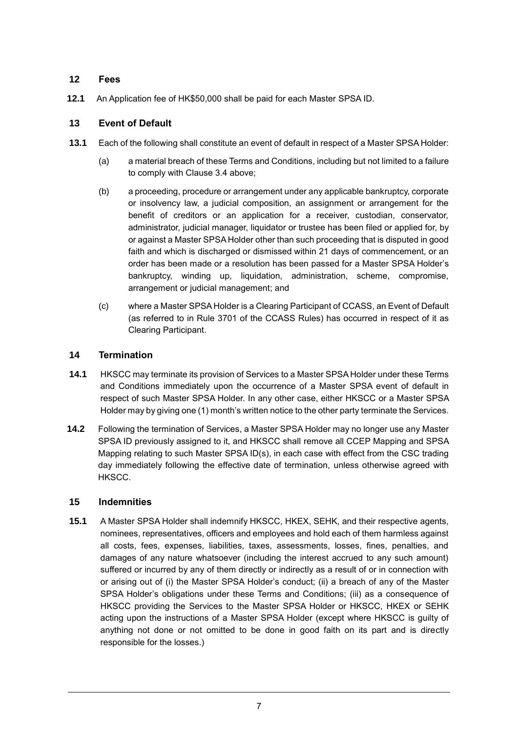## 12 Fees

**12.1** An Application fee of HK$50,000 shall be paid for each Master SPSA ID.

## 13 Event of Default

**13.1** Each of the following shall constitute an event of default in respect of a Master SPSA Holder:

(a) a material breach of these Terms and Conditions, including but not limited to a failure to comply with Clause 3.4 above;

(b) a proceeding, procedure or arrangement under any applicable bankruptcy, corporate or insolvency law, a judicial composition, an assignment or arrangement for the benefit of creditors or an application for a receiver, custodian, conservator, administrator, judicial manager, liquidator or trustee has been filed or applied for, by or against a Master SPSA Holder other than such proceeding that is disputed in good faith and which is discharged or dismissed within 21 days of commencement, or an order has been made or a resolution has been passed for a Master SPSA Holder's bankruptcy, winding up, liquidation, administration, scheme, compromise, arrangement or judicial management; and

(c) where a Master SPSA Holder is a Clearing Participant of CCASS, an Event of Default (as referred to in Rule 3701 of the CCASS Rules) has occurred in respect of it as Clearing Participant.

## 14 Termination

**14.1** HKSCC may terminate its provision of Services to a Master SPSA Holder under these Terms and Conditions immediately upon the occurrence of a Master SPSA event of default in respect of such Master SPSA Holder. In any other case, either HKSCC or a Master SPSA Holder may by giving one (1) month's written notice to the other party terminate the Services.

**14.2** Following the termination of Services, a Master SPSA Holder may no longer use any Master SPSA ID previously assigned to it, and HKSCC shall remove all CCEP Mapping and SPSA Mapping relating to such Master SPSA ID(s), in each case with effect from the CSC trading day immediately following the effective date of termination, unless otherwise agreed with HKSCC.

## 15 Indemnities

**15.1** A Master SPSA Holder shall indemnify HKSCC, HKEX, SEHK, and their respective agents, nominees, representatives, officers and employees and hold each of them harmless against all costs, fees, expenses, liabilities, taxes, assessments, losses, fines, penalties, and damages of any nature whatsoever (including the interest accrued to any such amount) suffered or incurred by any of them directly or indirectly as a result of or in connection with or arising out of (i) the Master SPSA Holder's conduct; (ii) a breach of any of the Master SPSA Holder's obligations under these Terms and Conditions; (iii) as a consequence of HKSCC providing the Services to the Master SPSA Holder or HKSCC, HKEX or SEHK acting upon the instructions of a Master SPSA Holder (except where HKSCC is guilty of anything not done or not omitted to be done in good faith on its part and is directly responsible for the losses.)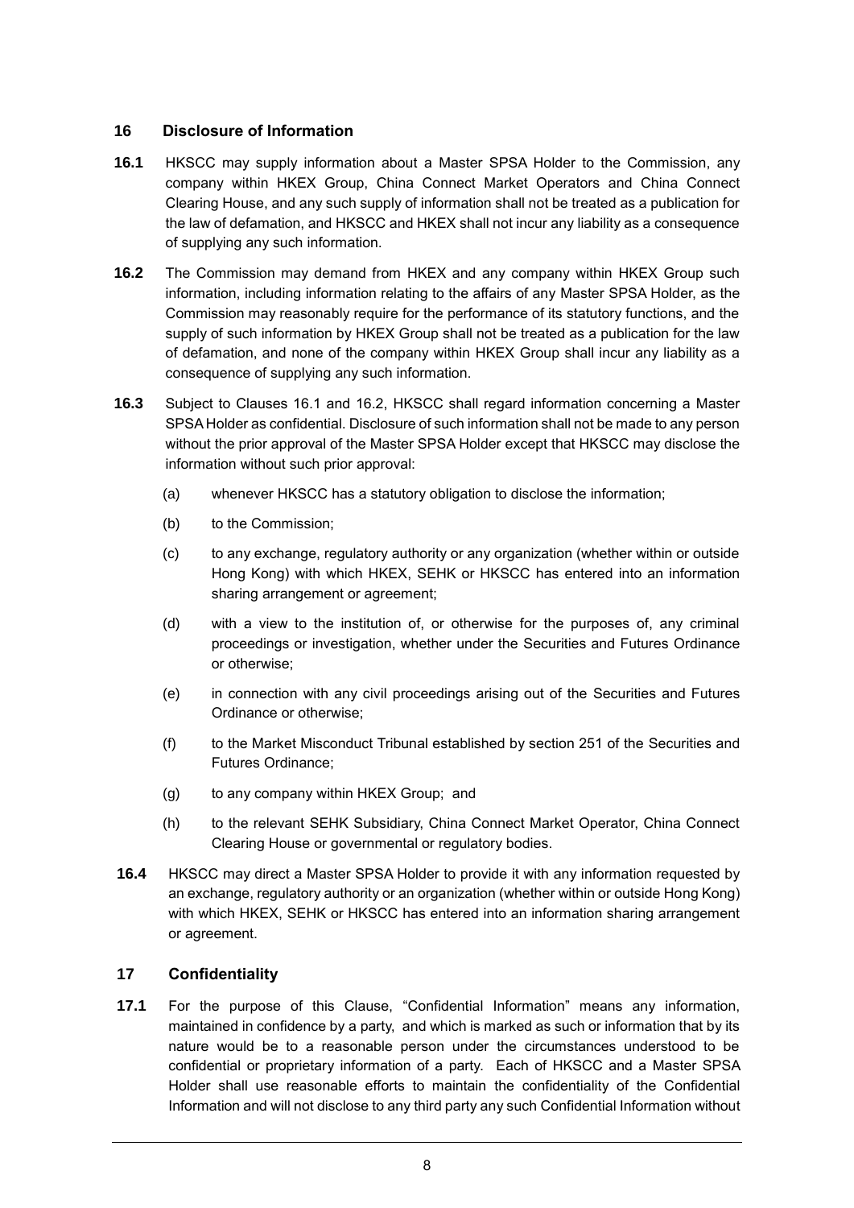## 16 Disclosure of Information

**16.1** HKSCC may supply information about a Master SPSA Holder to the Commission, any company within HKEX Group, China Connect Market Operators and China Connect Clearing House, and any such supply of information shall not be treated as a publication for the law of defamation, and HKSCC and HKEX shall not incur any liability as a consequence of supplying any such information.

**16.2** The Commission may demand from HKEX and any company within HKEX Group such information, including information relating to the affairs of any Master SPSA Holder, as the Commission may reasonably require for the performance of its statutory functions, and the supply of such information by HKEX Group shall not be treated as a publication for the law of defamation, and none of the company within HKEX Group shall incur any liability as a consequence of supplying any such information.

**16.3** Subject to Clauses 16.1 and 16.2, HKSCC shall regard information concerning a Master SPSA Holder as confidential. Disclosure of such information shall not be made to any person without the prior approval of the Master SPSA Holder except that HKSCC may disclose the information without such prior approval:

- (a) whenever HKSCC has a statutory obligation to disclose the information;
- (b) to the Commission;
- (c) to any exchange, regulatory authority or any organization (whether within or outside Hong Kong) with which HKEX, SEHK or HKSCC has entered into an information sharing arrangement or agreement;
- (d) with a view to the institution of, or otherwise for the purposes of, any criminal proceedings or investigation, whether under the Securities and Futures Ordinance or otherwise;
- (e) in connection with any civil proceedings arising out of the Securities and Futures Ordinance or otherwise;
- (f) to the Market Misconduct Tribunal established by section 251 of the Securities and Futures Ordinance;
- (g) to any company within HKEX Group; and
- (h) to the relevant SEHK Subsidiary, China Connect Market Operator, China Connect Clearing House or governmental or regulatory bodies.

**16.4** HKSCC may direct a Master SPSA Holder to provide it with any information requested by an exchange, regulatory authority or an organization (whether within or outside Hong Kong) with which HKEX, SEHK or HKSCC has entered into an information sharing arrangement or agreement.

## 17 Confidentiality

**17.1** For the purpose of this Clause, "Confidential Information" means any information, maintained in confidence by a party, and which is marked as such or information that by its nature would be to a reasonable person under the circumstances understood to be confidential or proprietary information of a party. Each of HKSCC and a Master SPSA Holder shall use reasonable efforts to maintain the confidentiality of the Confidential Information and will not disclose to any third party any such Confidential Information without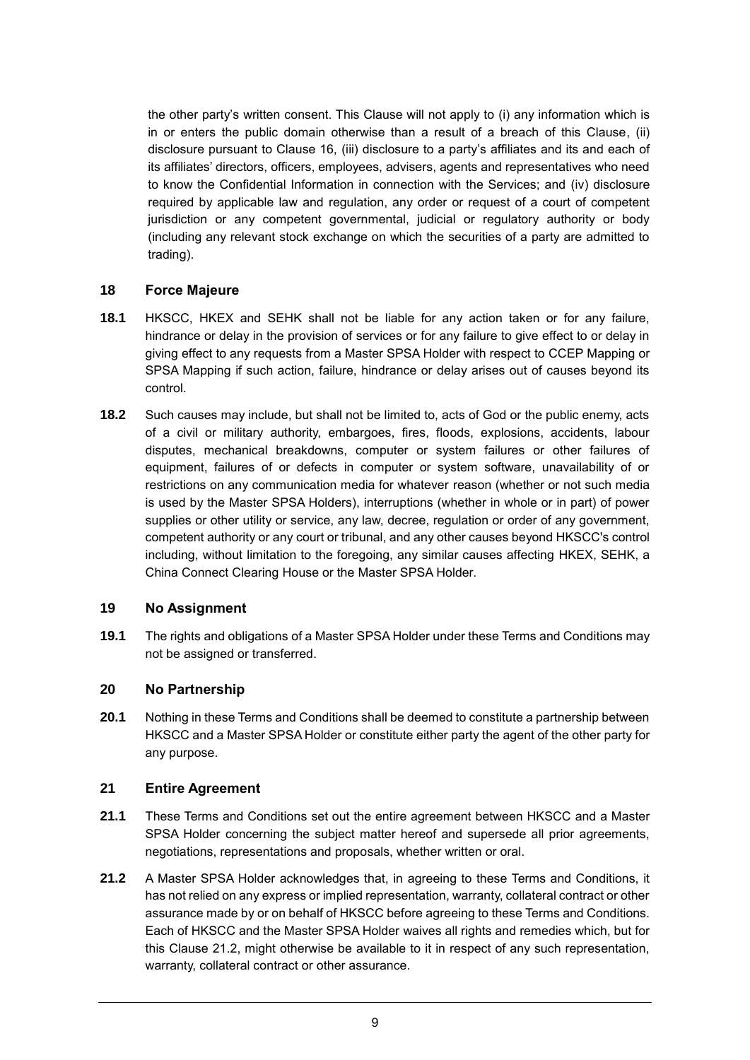the other party's written consent. This Clause will not apply to (i) any information which is in or enters the public domain otherwise than a result of a breach of this Clause, (ii) disclosure pursuant to Clause 16, (iii) disclosure to a party's affiliates and its and each of its affiliates' directors, officers, employees, advisers, agents and representatives who need to know the Confidential Information in connection with the Services; and (iv) disclosure required by applicable law and regulation, any order or request of a court of competent jurisdiction or any competent governmental, judicial or regulatory authority or body (including any relevant stock exchange on which the securities of a party are admitted to trading).

## 18 Force Majeure

**18.1** HKSCC, HKEX and SEHK shall not be liable for any action taken or for any failure, hindrance or delay in the provision of services or for any failure to give effect to or delay in giving effect to any requests from a Master SPSA Holder with respect to CCEP Mapping or SPSA Mapping if such action, failure, hindrance or delay arises out of causes beyond its control.

**18.2** Such causes may include, but shall not be limited to, acts of God or the public enemy, acts of a civil or military authority, embargoes, fires, floods, explosions, accidents, labour disputes, mechanical breakdowns, computer or system failures or other failures of equipment, failures of or defects in computer or system software, unavailability of or restrictions on any communication media for whatever reason (whether or not such media is used by the Master SPSA Holders), interruptions (whether in whole or in part) of power supplies or other utility or service, any law, decree, regulation or order of any government, competent authority or any court or tribunal, and any other causes beyond HKSCC's control including, without limitation to the foregoing, any similar causes affecting HKEX, SEHK, a China Connect Clearing House or the Master SPSA Holder.

## 19 No Assignment

**19.1** The rights and obligations of a Master SPSA Holder under these Terms and Conditions may not be assigned or transferred.

## 20 No Partnership

**20.1** Nothing in these Terms and Conditions shall be deemed to constitute a partnership between HKSCC and a Master SPSA Holder or constitute either party the agent of the other party for any purpose.

## 21 Entire Agreement

**21.1** These Terms and Conditions set out the entire agreement between HKSCC and a Master SPSA Holder concerning the subject matter hereof and supersede all prior agreements, negotiations, representations and proposals, whether written or oral.

**21.2** A Master SPSA Holder acknowledges that, in agreeing to these Terms and Conditions, it has not relied on any express or implied representation, warranty, collateral contract or other assurance made by or on behalf of HKSCC before agreeing to these Terms and Conditions. Each of HKSCC and the Master SPSA Holder waives all rights and remedies which, but for this Clause 21.2, might otherwise be available to it in respect of any such representation, warranty, collateral contract or other assurance.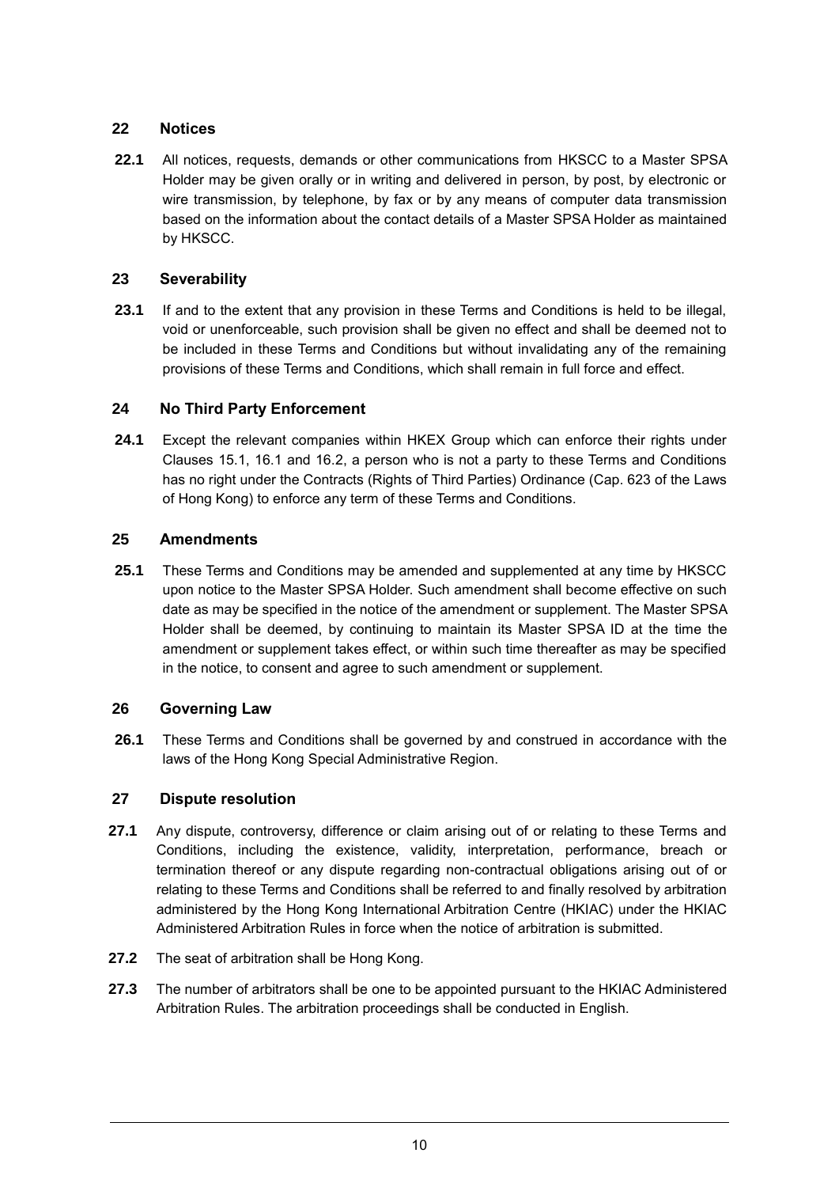## 22 Notices

**22.1** All notices, requests, demands or other communications from HKSCC to a Master SPSA Holder may be given orally or in writing and delivered in person, by post, by electronic or wire transmission, by telephone, by fax or by any means of computer data transmission based on the information about the contact details of a Master SPSA Holder as maintained by HKSCC.

## 23 Severability

**23.1** If and to the extent that any provision in these Terms and Conditions is held to be illegal, void or unenforceable, such provision shall be given no effect and shall be deemed not to be included in these Terms and Conditions but without invalidating any of the remaining provisions of these Terms and Conditions, which shall remain in full force and effect.

## 24 No Third Party Enforcement

**24.1** Except the relevant companies within HKEX Group which can enforce their rights under Clauses 15.1, 16.1 and 16.2, a person who is not a party to these Terms and Conditions has no right under the Contracts (Rights of Third Parties) Ordinance (Cap. 623 of the Laws of Hong Kong) to enforce any term of these Terms and Conditions.

## 25 Amendments

**25.1** These Terms and Conditions may be amended and supplemented at any time by HKSCC upon notice to the Master SPSA Holder. Such amendment shall become effective on such date as may be specified in the notice of the amendment or supplement. The Master SPSA Holder shall be deemed, by continuing to maintain its Master SPSA ID at the time the amendment or supplement takes effect, or within such time thereafter as may be specified in the notice, to consent and agree to such amendment or supplement.

## 26 Governing Law

**26.1** These Terms and Conditions shall be governed by and construed in accordance with the laws of the Hong Kong Special Administrative Region.

## 27 Dispute resolution

**27.1** Any dispute, controversy, difference or claim arising out of or relating to these Terms and Conditions, including the existence, validity, interpretation, performance, breach or termination thereof or any dispute regarding non-contractual obligations arising out of or relating to these Terms and Conditions shall be referred to and finally resolved by arbitration administered by the Hong Kong International Arbitration Centre (HKIAC) under the HKIAC Administered Arbitration Rules in force when the notice of arbitration is submitted.

**27.2** The seat of arbitration shall be Hong Kong.

**27.3** The number of arbitrators shall be one to be appointed pursuant to the HKIAC Administered Arbitration Rules. The arbitration proceedings shall be conducted in English.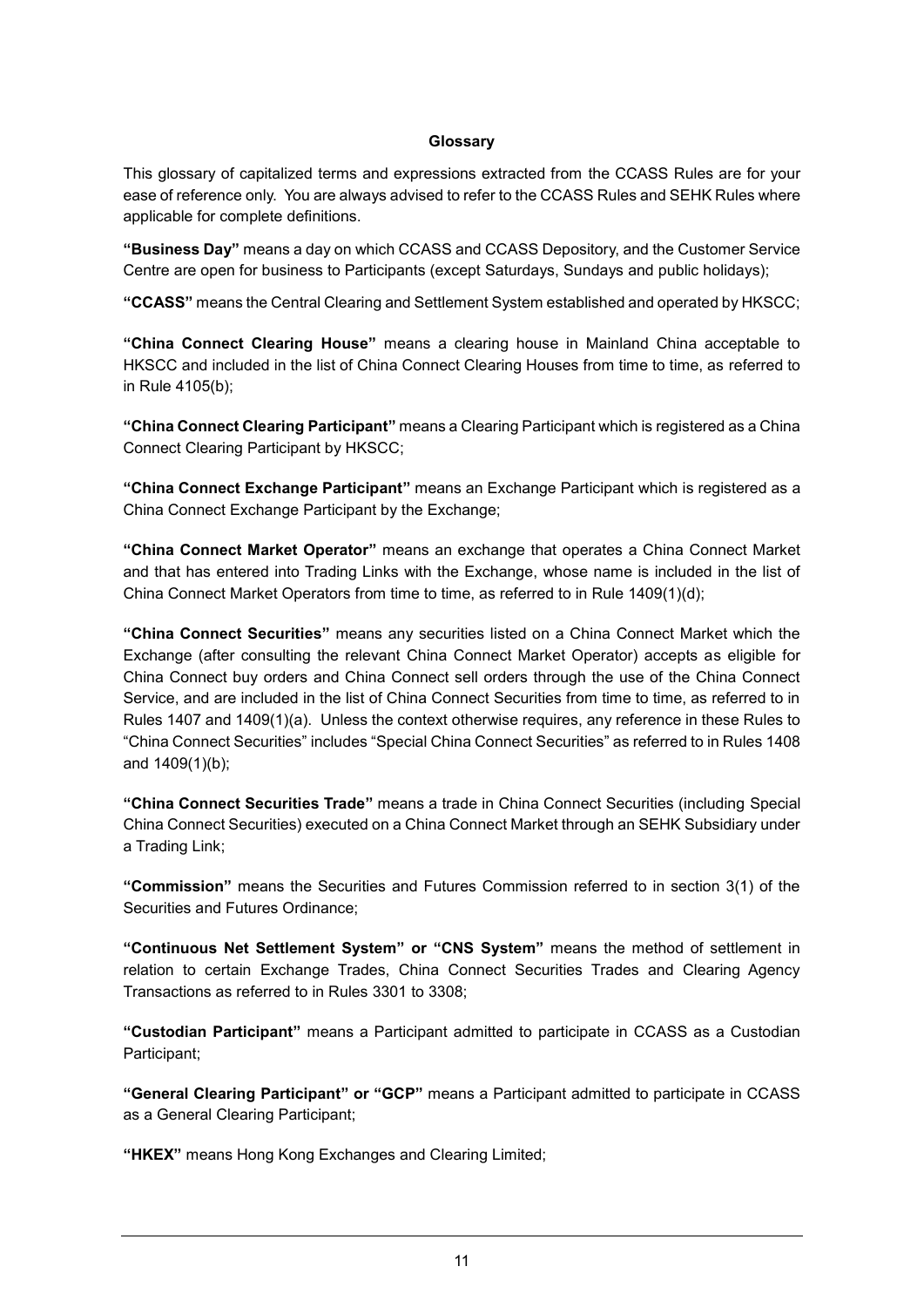# Glossary

This glossary of capitalized terms and expressions extracted from the CCASS Rules are for your ease of reference only. You are always advised to refer to the CCASS Rules and SEHK Rules where applicable for complete definitions.

**"Business Day"** means a day on which CCASS and CCASS Depository, and the Customer Service Centre are open for business to Participants (except Saturdays, Sundays and public holidays);

**"CCASS"** means the Central Clearing and Settlement System established and operated by HKSCC;

**"China Connect Clearing House"** means a clearing house in Mainland China acceptable to HKSCC and included in the list of China Connect Clearing Houses from time to time, as referred to in Rule 4105(b);

**"China Connect Clearing Participant"** means a Clearing Participant which is registered as a China Connect Clearing Participant by HKSCC;

**"China Connect Exchange Participant"** means an Exchange Participant which is registered as a China Connect Exchange Participant by the Exchange;

**"China Connect Market Operator"** means an exchange that operates a China Connect Market and that has entered into Trading Links with the Exchange, whose name is included in the list of China Connect Market Operators from time to time, as referred to in Rule 1409(1)(d);

**"China Connect Securities"** means any securities listed on a China Connect Market which the Exchange (after consulting the relevant China Connect Market Operator) accepts as eligible for China Connect buy orders and China Connect sell orders through the use of the China Connect Service, and are included in the list of China Connect Securities from time to time, as referred to in Rules 1407 and 1409(1)(a). Unless the context otherwise requires, any reference in these Rules to "China Connect Securities" includes "Special China Connect Securities" as referred to in Rules 1408 and 1409(1)(b);

**"China Connect Securities Trade"** means a trade in China Connect Securities (including Special China Connect Securities) executed on a China Connect Market through an SEHK Subsidiary under a Trading Link;

**"Commission"** means the Securities and Futures Commission referred to in section 3(1) of the Securities and Futures Ordinance;

**"Continuous Net Settlement System" or "CNS System"** means the method of settlement in relation to certain Exchange Trades, China Connect Securities Trades and Clearing Agency Transactions as referred to in Rules 3301 to 3308;

**"Custodian Participant"** means a Participant admitted to participate in CCASS as a Custodian Participant;

**"General Clearing Participant" or "GCP"** means a Participant admitted to participate in CCASS as a General Clearing Participant;

**"HKEX"** means Hong Kong Exchanges and Clearing Limited;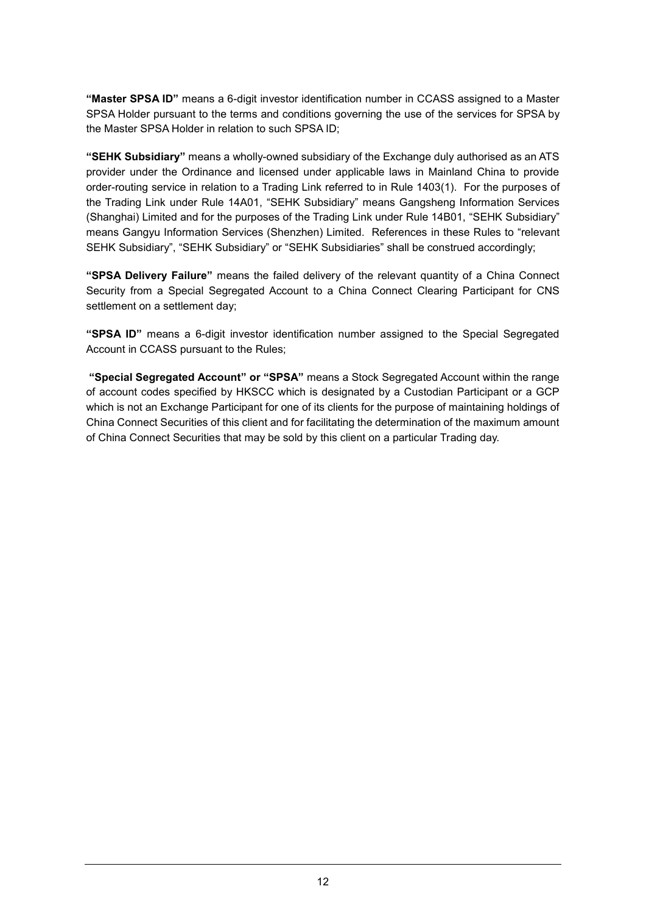**"Master SPSA ID"** means a 6-digit investor identification number in CCASS assigned to a Master SPSA Holder pursuant to the terms and conditions governing the use of the services for SPSA by the Master SPSA Holder in relation to such SPSA ID;

**"SEHK Subsidiary"** means a wholly-owned subsidiary of the Exchange duly authorised as an ATS provider under the Ordinance and licensed under applicable laws in Mainland China to provide order-routing service in relation to a Trading Link referred to in Rule 1403(1). For the purposes of the Trading Link under Rule 14A01, "SEHK Subsidiary" means Gangsheng Information Services (Shanghai) Limited and for the purposes of the Trading Link under Rule 14B01, "SEHK Subsidiary" means Gangyu Information Services (Shenzhen) Limited. References in these Rules to "relevant SEHK Subsidiary", "SEHK Subsidiary" or "SEHK Subsidiaries" shall be construed accordingly;

**"SPSA Delivery Failure"** means the failed delivery of the relevant quantity of a China Connect Security from a Special Segregated Account to a China Connect Clearing Participant for CNS settlement on a settlement day;

**"SPSA ID"** means a 6-digit investor identification number assigned to the Special Segregated Account in CCASS pursuant to the Rules;

**"Special Segregated Account" or "SPSA"** means a Stock Segregated Account within the range of account codes specified by HKSCC which is designated by a Custodian Participant or a GCP which is not an Exchange Participant for one of its clients for the purpose of maintaining holdings of China Connect Securities of this client and for facilitating the determination of the maximum amount of China Connect Securities that may be sold by this client on a particular Trading day.